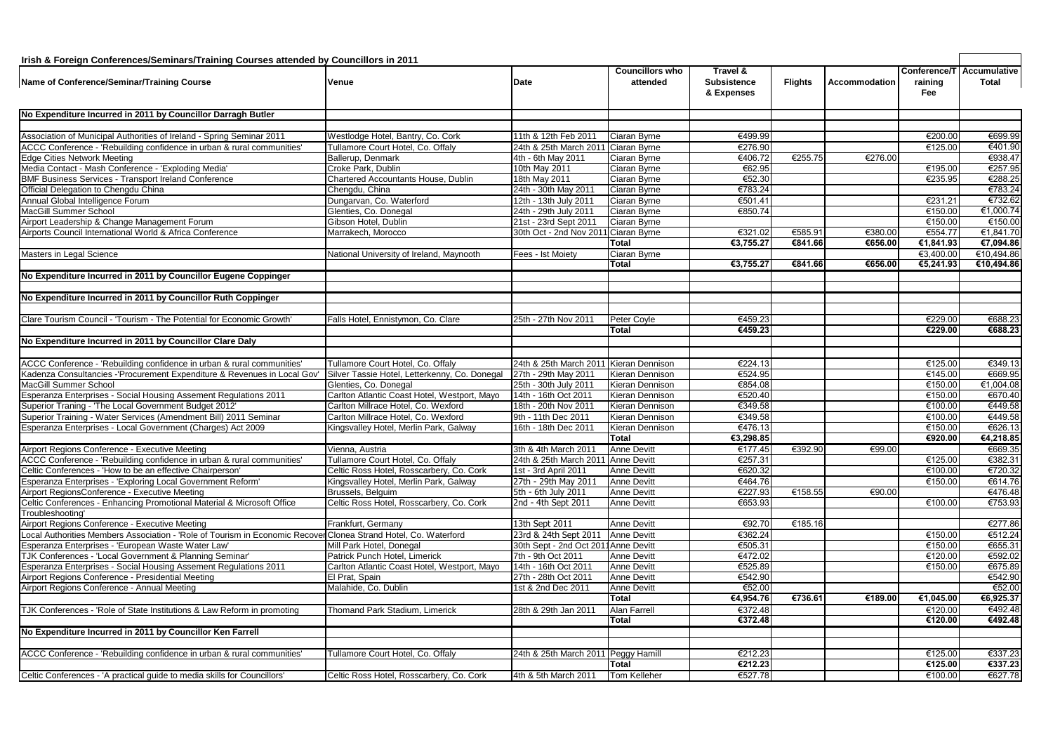**Irish & Foreign Conferences/Seminars/Training Courses attended by Councillors in 2011**

| Name of Conference/Seminar/Training Course | Venue | Date | Councillors who attended | Travel & Subsistence & Expenses | Flights | Accommodation | Conference/Training Fee | Accumulative Total |
|---|---|---|---|---|---|---|---|---|
| **No Expenditure Incurred in 2011 by Councillor Darragh Butler** | | | | | | | | |
| | | | | | | | | |
| Association of Municipal Authorities of Ireland - Spring Seminar 2011 | Westlodge Hotel, Bantry, Co. Cork | 11th & 12th Feb 2011 | Ciaran Byrne | €499.99 | | | €200.00 | €699.99 |
| ACCC Conference - 'Rebuilding confidence in urban & rural communities' | Tullamore Court Hotel, Co. Offaly | 24th & 25th March 2011 | Ciaran Byrne | €276.90 | | | €125.00 | €401.90 |
| Edge Cities Network Meeting | Ballerup, Denmark | 4th - 6th May 2011 | Ciaran Byrne | €406.72 | €255.75 | €276.00 | | €938.47 |
| Media Contact - Mash Conference - 'Exploding Media' | Croke Park, Dublin | 10th May 2011 | Ciaran Byrne | €62.95 | | | €195.00 | €257.95 |
| BMF Business Services - Transport Ireland Conference | Chartered Accountants House, Dublin | 18th May 2011 | Ciaran Byrne | €52.30 | | | €235.95 | €288.25 |
| Official Delegation to Chengdu China | Chengdu, China | 24th - 30th May 2011 | Ciaran Byrne | €783.24 | | | | €783.24 |
| Annual Global Intelligence Forum | Dungarvan, Co. Waterford | 12th - 13th July 2011 | Ciaran Byrne | €501.41 | | | €231.21 | €732.62 |
| MacGill Summer School | Glenties, Co. Donegal | 24th - 29th July 2011 | Ciaran Byrne | €850.74 | | | €150.00 | €1,000.74 |
| Airport Leadership & Change Management Forum | Gibson Hotel, Dublin | 21st - 23rd Sept 2011 | Ciaran Byrne | | | | €150.00 | €150.00 |
| Airports Council International World & Africa Conference | Marrakech, Morocco | 30th Oct - 2nd Nov 2011 | Ciaran Byrne | €321.02 | €585.91 | €380.00 | €554.77 | €1,841.70 |
| | | | **Total** | **€3,755.27** | **€841.66** | **€656.00** | **€1,841.93** | **€7,094.86** |
| Masters in Legal Science | National University of Ireland, Maynooth | Fees - Ist Moiety | Ciaran Byrne | | | | €3,400.00 | €10,494.86 |
| | | | **Total** | **€3,755.27** | **€841.66** | **€656.00** | **€5,241.93** | **€10,494.86** |
| **No Expenditure Incurred in 2011 by Councillor Eugene Coppinger** | | | | | | | | |
| | | | | | | | | |
| **No Expenditure Incurred in 2011 by Councillor Ruth Coppinger** | | | | | | | | |
| | | | | | | | | |
| Clare Tourism Council - 'Tourism - The Potential for Economic Growth' | Falls Hotel, Ennistymon, Co. Clare | 25th - 27th Nov 2011 | Peter Coyle | €459.23 | | | €229.00 | €688.23 |
| | | | **Total** | **€459.23** | | | **€229.00** | **€688.23** |
| **No Expenditure Incurred in 2011 by Councillor Clare Daly** | | | | | | | | |
| | | | | | | | | |
| ACCC Conference - 'Rebuilding confidence in urban & rural communities' | Tullamore Court Hotel, Co. Offaly | 24th & 25th March 2011 | Kieran Dennison | €224.13 | | | €125.00 | €349.13 |
| Kadenza Consultancies -'Procurement Expenditure & Revenues in Local Gov' | Silver Tassie Hotel, Letterkenny, Co. Donegal | 27th - 29th May 2011 | Kieran Dennison | €524.95 | | | €145.00 | €669.95 |
| MacGill Summer School | Glenties, Co. Donegal | 25th - 30th July 2011 | Kieran Dennison | €854.08 | | | €150.00 | €1,004.08 |
| Esperanza Enterprises - Social Housing Assement Regulations 2011 | Carlton Atlantic Coast Hotel, Westport, Mayo | 14th - 16th Oct 2011 | Kieran Dennison | €520.40 | | | €150.00 | €670.40 |
| Superior Traning - 'The Local Government Budget 2012' | Carlton Millrace Hotel, Co. Wexford | 18th - 20th Nov 2011 | Kieran Dennison | €349.58 | | | €100.00 | €449.58 |
| Superior Training - Water Services (Amendment Bill) 2011 Seminar | Carlton Millrace Hotel, Co. Wexford | 9th - 11th Dec 2011 | Kieran Dennison | €349.58 | | | €100.00 | €449.58 |
| Esperanza Enterprises - Local Government (Charges) Act 2009 | Kingsvalley Hotel, Merlin Park, Galway | 16th - 18th Dec 2011 | Kieran Dennison | €476.13 | | | €150.00 | €626.13 |
| | | | **Total** | **€3,298.85** | | | **€920.00** | **€4,218.85** |
| Airport Regions Conference - Executive Meeting | Vienna, Austria | 3th & 4th March 2011 | Anne Devitt | €177.45 | €392.90 | €99.00 | | €669.35 |
| ACCC Conference - 'Rebuilding confidence in urban & rural communities' | Tullamore Court Hotel, Co. Offaly | 24th & 25th March 2011 | Anne Devitt | €257.31 | | | €125.00 | €382.31 |
| Celtic Conferences - 'How to be an effective Chairperson' | Celtic Ross Hotel, Rosscarbery, Co. Cork | 1st - 3rd April 2011 | Anne Devitt | €620.32 | | | €100.00 | €720.32 |
| Esperanza Enterprises - 'Exploring Local Government Reform' | Kingsvalley Hotel, Merlin Park, Galway | 27th - 29th May 2011 | Anne Devitt | €464.76 | | | €150.00 | €614.76 |
| Airport RegionsConference - Executive Meeting | Brussels, Belguim | 5th - 6th July 2011 | Anne Devitt | €227.93 | €158.55 | €90.00 | | €476.48 |
| Celtic Conferences - Enhancing Promotional Material & Microsoft Office Troubleshooting' | Celtic Ross Hotel, Rosscarbery, Co. Cork | 2nd - 4th Sept 2011 | Anne Devitt | €653.93 | | | €100.00 | €753.93 |
| Airport Regions Conference - Executive Meeting | Frankfurt, Germany | 13th Sept 2011 | Anne Devitt | €92.70 | €185.16 | | | €277.86 |
| Local Authorities Members Association - 'Role of Tourism in Economic Recover | Clonea Strand Hotel, Co. Waterford | 23rd & 24th Sept 2011 | Anne Devitt | €362.24 | | | €150.00 | €512.24 |
| Esperanza Enterprises - 'European Waste Water Law' | Mill Park Hotel, Donegal | 30th Sept - 2nd Oct 2011 | Anne Devitt | €505.31 | | | €150.00 | €655.31 |
| TJK Conferences - 'Local Government & Planning Seminar' | Patrick Punch Hotel, Limerick | 7th - 9th Oct 2011 | Anne Devitt | €472.02 | | | €120.00 | €592.02 |
| Esperanza Enterprises - Social Housing Assement Regulations 2011 | Carlton Atlantic Coast Hotel, Westport, Mayo | 14th - 16th Oct 2011 | Anne Devitt | €525.89 | | | €150.00 | €675.89 |
| Airport Regions Conference - Presidential Meeting | El Prat, Spain | 27th - 28th Oct 2011 | Anne Devitt | €542.90 | | | | €542.90 |
| Airport Regions Conference - Annual Meeting | Malahide, Co. Dublin | 1st & 2nd Dec 2011 | Anne Devitt | €52.00 | | | | €52.00 |
| | | | **Total** | **€4,954.76** | **€736.61** | **€189.00** | **€1,045.00** | **€6,925.37** |
| TJK Conferences - 'Role of State Institutions & Law Reform in promoting | Thomand Park Stadium, Limerick | 28th & 29th Jan 2011 | Alan Farrell | €372.48 | | | €120.00 | €492.48 |
| | | | **Total** | **€372.48** | | | **€120.00** | **€492.48** |
| **No Expenditure Incurred in 2011 by Councillor Ken Farrell** | | | | | | | | |
| | | | | | | | | |
| ACCC Conference - 'Rebuilding confidence in urban & rural communities' | Tullamore Court Hotel, Co. Offaly | 24th & 25th March 2011 | Peggy Hamill | €212.23 | | | €125.00 | €337.23 |
| | | | **Total** | **€212.23** | | | **€125.00** | **€337.23** |
| Celtic Conferences - 'A practical guide to media skills for Councillors' | Celtic Ross Hotel, Rosscarbery, Co. Cork | 4th & 5th March 2011 | Tom Kelleher | €527.78 | | | €100.00 | €627.78 |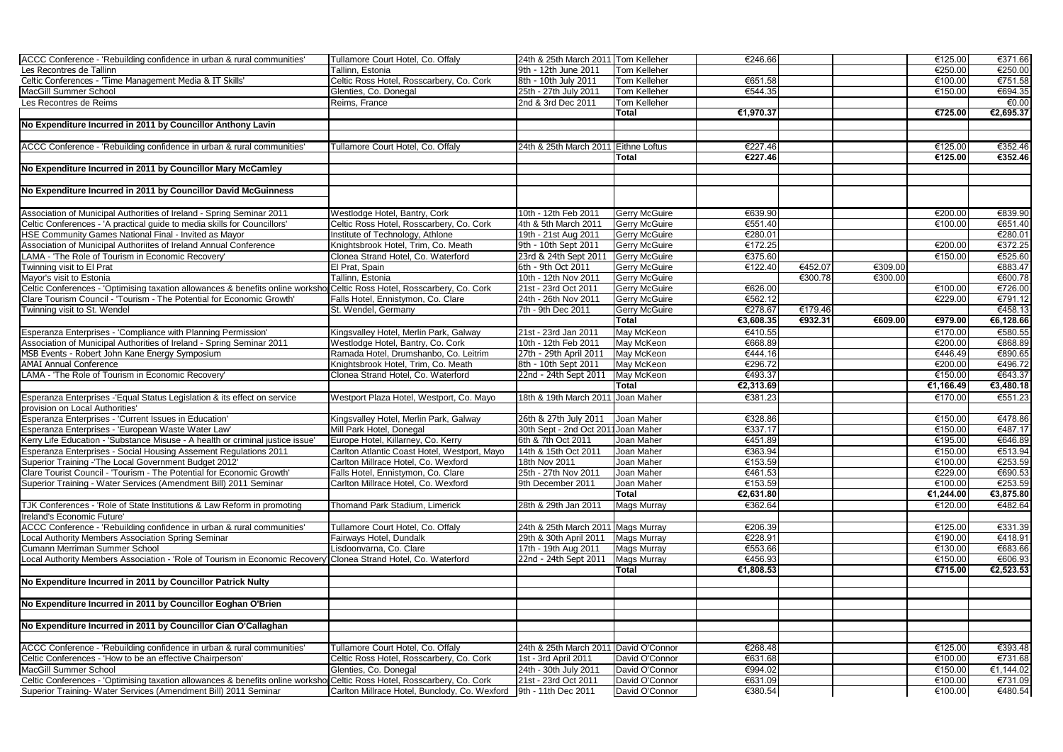| | | | | | | | | |
|---|---|---|---|---|---|---|---|---|
| ACCC Conference - 'Rebuilding confidence in urban & rural communities' | Tullamore Court Hotel, Co. Offaly | 24th & 25th March 2011 | Tom Kelleher | €246.66 | | | €125.00 | €371.66 |
| Les Recontres de Tallinn | Tallinn, Estonia | 9th - 12th June 2011 | Tom Kelleher | | | | €250.00 | €250.00 |
| Celtic Conferences - 'Time Management Media & IT Skills' | Celtic Ross Hotel, Rosscarbery, Co. Cork | 8th - 10th July 2011 | Tom Kelleher | €651.58 | | | €100.00 | €751.58 |
| MacGill Summer School | Glenties, Co. Donegal | 25th - 27th July 2011 | Tom Kelleher | €544.35 | | | €150.00 | €694.35 |
| Les Recontres de Reims | Reims, France | 2nd & 3rd Dec 2011 | Tom Kelleher | | | | | €0.00 |
| | | | **Total** | **€1,970.37** | | | **€725.00** | **€2,695.37** |
| **No Expenditure Incurred in 2011 by Councillor Anthony Lavin** | | | | | | | | |
| | | | | | | | | |
| ACCC Conference - 'Rebuilding confidence in urban & rural communities' | Tullamore Court Hotel, Co. Offaly | 24th & 25th March 2011 | Eithne Loftus | €227.46 | | | €125.00 | €352.46 |
| | | | **Total** | **€227.46** | | | **€125.00** | **€352.46** |
| **No Expenditure Incurred in 2011 by Councillor Mary McCamley** | | | | | | | | |
| | | | | | | | | |
| **No Expenditure Incurred in 2011 by Councillor David McGuinness** | | | | | | | | |
| | | | | | | | | |
| Association of Municipal Authorities of Ireland - Spring Seminar 2011 | Westlodge Hotel, Bantry, Cork | 10th - 12th Feb 2011 | Gerry McGuire | €639.90 | | | €200.00 | €839.90 |
| Celtic Conferences - 'A practical guide to media skills for Councillors' | Celtic Ross Hotel, Rosscarbery, Co. Cork | 4th & 5th March 2011 | Gerry McGuire | €551.40 | | | €100.00 | €651.40 |
| HSE Community Games National Final - Invited as Mayor | Institute of Technology, Athlone | 19th - 21st Aug 2011 | Gerry McGuire | €280.01 | | | | €280.01 |
| Association of Municipal Authoriites of Ireland Annual Conference | Knightsbrook Hotel, Trim, Co. Meath | 9th - 10th Sept 2011 | Gerry McGuire | €172.25 | | | €200.00 | €372.25 |
| LAMA - 'The Role of Tourism in Economic Recovery' | Clonea Strand Hotel, Co. Waterford | 23rd & 24th Sept 2011 | Gerry McGuire | €375.60 | | | €150.00 | €525.60 |
| Twinning visit to El Prat | El Prat, Spain | 6th - 9th Oct 2011 | Gerry McGuire | €122.40 | €452.07 | €309.00 | | €883.47 |
| Mayor's visit to Estonia | Tallinn, Estonia | 10th - 12th Nov 2011 | Gerry McGuire | | €300.78 | €300.00 | | €600.78 |
| Celtic Conferences - 'Optimising taxation allowances & benefits online workshop' | Celtic Ross Hotel, Rosscarbery, Co. Cork | 21st - 23rd Oct 2011 | Gerry McGuire | €626.00 | | | €100.00 | €726.00 |
| Clare Tourism Council - 'Tourism - The Potential for Economic Growth' | Falls Hotel, Ennistymon, Co. Clare | 24th - 26th Nov 2011 | Gerry McGuire | €562.12 | | | €229.00 | €791.12 |
| Twinning visit to St. Wendel | St. Wendel, Germany | 7th - 9th Dec 2011 | Gerry McGuire | €278.67 | €179.46 | | | €458.13 |
| | | | **Total** | **€3,608.35** | **€932.31** | **€609.00** | **€979.00** | **€6,128.66** |
| Esperanza Enterprises - 'Compliance with Planning Permission' | Kingsvalley Hotel, Merlin Park, Galway | 21st - 23rd Jan 2011 | May McKeon | €410.55 | | | €170.00 | €580.55 |
| Association of Municipal Authorities of Ireland - Spring Seminar 2011 | Westlodge Hotel, Bantry, Co. Cork | 10th - 12th Feb 2011 | May McKeon | €668.89 | | | €200.00 | €868.89 |
| MSB Events - Robert John Kane Energy Symposium | Ramada Hotel, Drumshanbo, Co. Leitrim | 27th - 29th April 2011 | May McKeon | €444.16 | | | €446.49 | €890.65 |
| AMAI Annual Conference | Knightsbrook Hotel, Trim, Co. Meath | 8th - 10th Sept 2011 | May McKeon | €296.72 | | | €200.00 | €496.72 |
| LAMA - 'The Role of Tourism in Economic Recovery' | Clonea Strand Hotel, Co. Waterford | 22nd - 24th Sept 2011 | May McKeon | €493.37 | | | €150.00 | €643.37 |
| | | | **Total** | **€2,313.69** | | | **€1,166.49** | **€3,480.18** |
| Esperanza Enterprises -'Equal Status Legislation & its effect on service provision on Local Authorities' | Westport Plaza Hotel, Westport, Co. Mayo | 18th & 19th March 2011 | Joan Maher | €381.23 | | | €170.00 | €551.23 |
| Esperanza Enterprises - 'Current Issues in Education' | Kingsvalley Hotel, Merlin Park, Galway | 26th & 27th July 2011 | Joan Maher | €328.86 | | | €150.00 | €478.86 |
| Esperanza Enterprises - 'European Waste Water Law' | Mill Park Hotel, Donegal | 30th Sept - 2nd Oct 2011 | Joan Maher | €337.17 | | | €150.00 | €487.17 |
| Kerry Life Education - 'Substance Misuse - A health or criminal justice issue' | Europe Hotel, Killarney, Co. Kerry | 6th & 7th Oct 2011 | Joan Maher | €451.89 | | | €195.00 | €646.89 |
| Esperanza Enterprises - Social Housing Assement Regulations 2011 | Carlton Atlantic Coast Hotel, Westport, Mayo | 14th & 15th Oct 2011 | Joan Maher | €363.94 | | | €150.00 | €513.94 |
| Superior Training -'The Local Government Budget 2012' | Carlton Millrace Hotel, Co. Wexford | 18th Nov 2011 | Joan Maher | €153.59 | | | €100.00 | €253.59 |
| Clare Tourist Council - 'Tourism - The Potential for Economic Growth' | Falls Hotel, Ennistymon, Co. Clare | 25th - 27th Nov 2011 | Joan Maher | €461.53 | | | €229.00 | €690.53 |
| Superior Training - Water Services (Amendment Bill) 2011 Seminar | Carlton Millrace Hotel, Co. Wexford | 9th December 2011 | Joan Maher | €153.59 | | | €100.00 | €253.59 |
| | | | **Total** | **€2,631.80** | | | **€1,244.00** | **€3,875.80** |
| TJK Conferences - 'Role of State Institutions & Law Reform in promoting Ireland's Economic Future' | Thomand Park Stadium, Limerick | 28th & 29th Jan 2011 | Mags Murray | €362.64 | | | €120.00 | €482.64 |
| ACCC Conference - 'Rebuilding confidence in urban & rural communities' | Tullamore Court Hotel, Co. Offaly | 24th & 25th March 2011 | Mags Murray | €206.39 | | | €125.00 | €331.39 |
| Local Authority Members Association Spring Seminar | Fairways Hotel, Dundalk | 29th & 30th April 2011 | Mags Murray | €228.91 | | | €190.00 | €418.91 |
| Cumann Merriman Summer School | Lisdoonvarna, Co. Clare | 17th - 19th Aug 2011 | Mags Murray | €553.66 | | | €130.00 | €683.66 |
| Local Authority Members Association - 'Role of Tourism in Economic Recovery' | Clonea Strand Hotel, Co. Waterford | 22nd - 24th Sept 2011 | Mags Murray | €456.93 | | | €150.00 | €606.93 |
| | | | **Total** | **€1,808.53** | | | **€715.00** | **€2,523.53** |
| **No Expenditure Incurred in 2011 by Councillor Patrick Nulty** | | | | | | | | |
| | | | | | | | | |
| **No Expenditure Incurred in 2011 by Councillor Eoghan O'Brien** | | | | | | | | |
| | | | | | | | | |
| **No Expenditure Incurred in 2011 by Councillor Cian O'Callaghan** | | | | | | | | |
| | | | | | | | | |
| ACCC Conference - 'Rebuilding confidence in urban & rural communities' | Tullamore Court Hotel, Co. Offaly | 24th & 25th March 2011 | David O'Connor | €268.48 | | | €125.00 | €393.48 |
| Celtic Conferences - 'How to be an effective Chairperson' | Celtic Ross Hotel, Rosscarbery, Co. Cork | 1st - 3rd April 2011 | David O'Connor | €631.68 | | | €100.00 | €731.68 |
| MacGill Summer School | Glenties, Co. Donegal | 24th - 30th July 2011 | David O'Connor | €994.02 | | | €150.00 | €1,144.02 |
| Celtic Conferences - 'Optimising taxation allowances & benefits online workshop' | Celtic Ross Hotel, Rosscarbery, Co. Cork | 21st - 23rd Oct 2011 | David O'Connor | €631.09 | | | €100.00 | €731.09 |
| Superior Training- Water Services (Amendment Bill) 2011 Seminar | Carlton Millrace Hotel, Bunclody, Co. Wexford | 9th - 11th Dec 2011 | David O'Connor | €380.54 | | | €100.00 | €480.54 |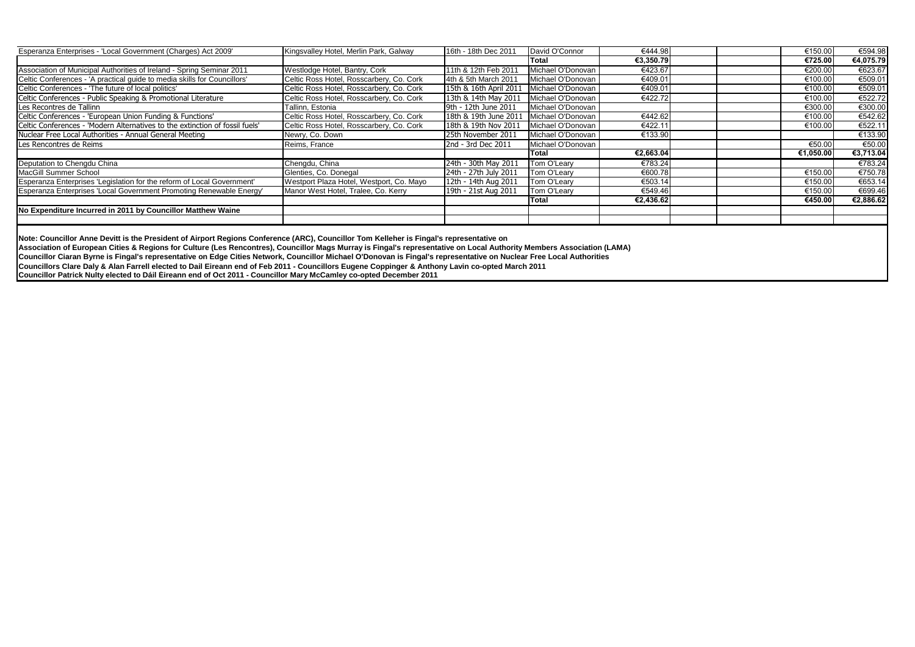| | | | | | | | | |
|---|---|---|---|---|---|---|---|---|
| Esperanza Enterprises - 'Local Government (Charges) Act 2009' | Kingsvalley Hotel, Merlin Park, Galway | 16th - 18th Dec 2011 | David O'Connor | €444.98 | | | €150.00 | €594.98 |
| | | | **Total** | **€3,350.79** | | | **€725.00** | **€4,075.79** |
| Association of Municipal Authorities of Ireland - Spring Seminar 2011 | Westlodge Hotel, Bantry, Cork | 11th & 12th Feb 2011 | Michael O'Donovan | €423.67 | | | €200.00 | €623.67 |
| Celtic Conferences - 'A practical guide to media skills for Councillors' | Celtic Ross Hotel, Rosscarbery, Co. Cork | 4th & 5th March 2011 | Michael O'Donovan | €409.01 | | | €100.00 | €509.01 |
| Celtic Conferences - 'The future of local politics' | Celtic Ross Hotel, Rosscarbery, Co. Cork | 15th & 16th April 2011 | Michael O'Donovan | €409.01 | | | €100.00 | €509.01 |
| Celtic Conferences - Public Speaking & Promotional Literature | Celtic Ross Hotel, Rosscarbery, Co. Cork | 13th & 14th May 2011 | Michael O'Donovan | €422.72 | | | €100.00 | €522.72 |
| Les Recontres de Tallinn | Tallinn, Estonia | 9th - 12th June 2011 | Michael O'Donovan | | | | €300.00 | €300.00 |
| Celtic Conferences - 'European Union Funding & Functions' | Celtic Ross Hotel, Rosscarbery, Co. Cork | 18th & 19th June 2011 | Michael O'Donovan | €442.62 | | | €100.00 | €542.62 |
| Celtic Conferences - 'Modern Alternatives to the extinction of fossil fuels' | Celtic Ross Hotel, Rosscarbery, Co. Cork | 18th & 19th Nov 2011 | Michael O'Donovan | €422.11 | | | €100.00 | €522.11 |
| Nuclear Free Local Authorities - Annual General Meeting | Newry, Co. Down | 25th November 2011 | Michael O'Donovan | €133.90 | | | | €133.90 |
| Les Rencontres de Reims | Reims, France | 2nd - 3rd Dec 2011 | Michael O'Donovan | | | | €50.00 | €50.00 |
| | | | **Total** | **€2,663.04** | | | **€1,050.00** | **€3,713.04** |
| Deputation to Chengdu China | Chengdu, China | 24th - 30th May 2011 | Tom O'Leary | €783.24 | | | | €783.24 |
| MacGill Summer School | Glenties, Co. Donegal | 24th - 27th July 2011 | Tom O'Leary | €600.78 | | | €150.00 | €750.78 |
| Esperanza Enterprises 'Legislation for the reform of Local Government' | Westport Plaza Hotel, Westport, Co. Mayo | 12th - 14th Aug 2011 | Tom O'Leary | €503.14 | | | €150.00 | €653.14 |
| Esperanza Enterprises 'Local Government Promoting Renewable Energy' | Manor West Hotel, Tralee, Co. Kerry | 19th - 21st Aug 2011 | Tom O'Leary | €549.46 | | | €150.00 | €699.46 |
| | | | **Total** | **€2,436.62** | | | **€450.00** | **€2,886.62** |
| **No Expenditure Incurred in 2011 by Councillor Matthew Waine** | | | | | | | | |

**Note: Councillor Anne Devitt is the President of Airport Regions Conference (ARC), Councillor Tom Kelleher is Fingal's representative on Association of European Cities & Regions for Culture (Les Rencontres), Councillor Mags Murray is Fingal's representative on Local Authority Members Association (LAMA)**
**Councillor Ciaran Byrne is Fingal's representative on Edge Cities Network, Councillor Michael O'Donovan is Fingal's representative on Nuclear Free Local Authorities**
**Councillors Clare Daly & Alan Farrell elected to Dail Eireann end of Feb 2011 - Councillors Eugene Coppinger & Anthony Lavin co-opted March 2011**
**Councillor Patrick Nulty elected to Dáil Eireann end of Oct 2011 - Councillor Mary McCamley co-opted December 2011**